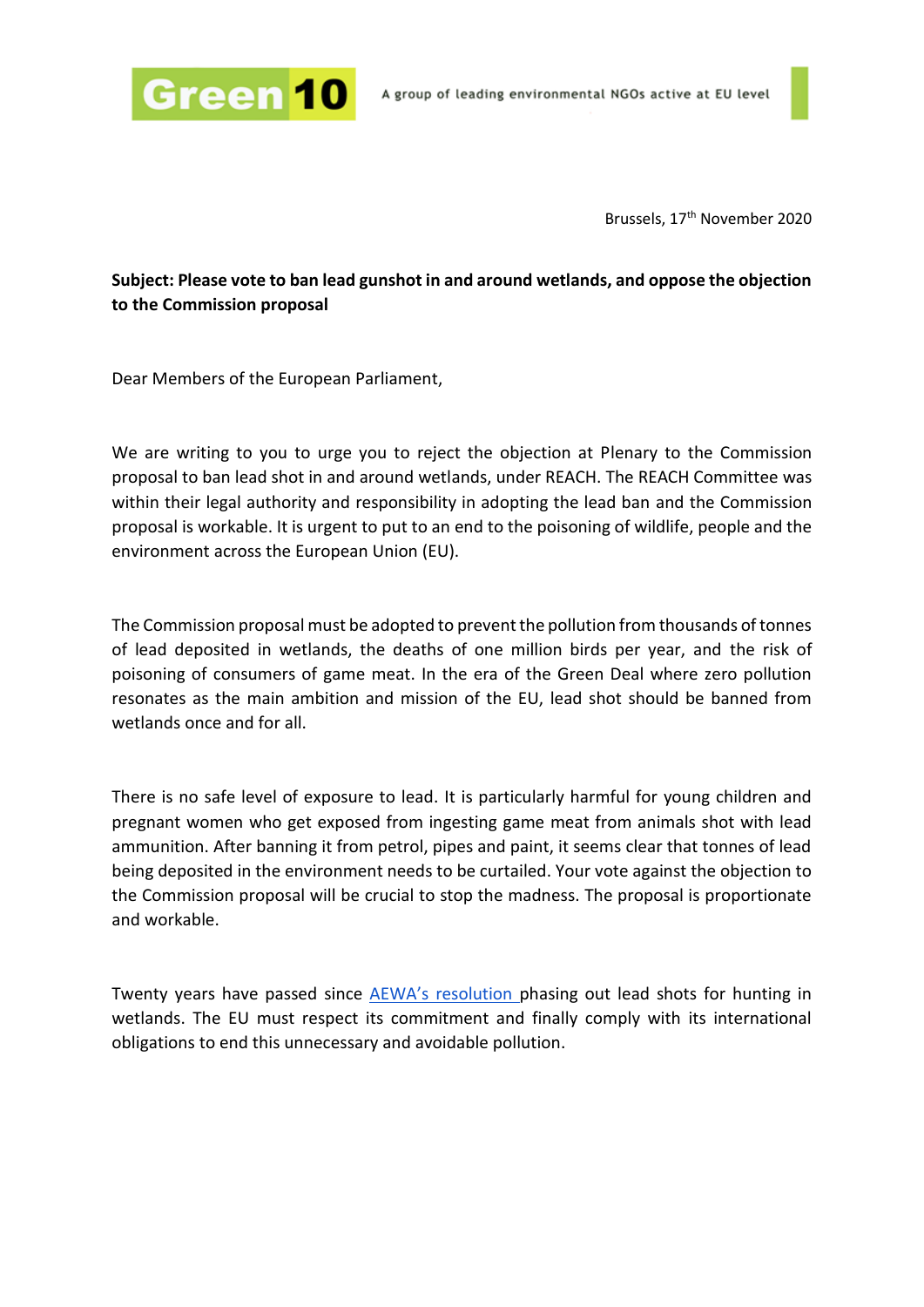Green 10

A group of leading environmental NGOs active at EU level

Brussels, 17th November 2020

**Subject: Please vote to ban lead gunshot in and around wetlands, and oppose the objection to the Commission proposal**

Dear Members of the European Parliament,

We are writing to you to urge you to reject the objection at Plenary to the Commission proposal to ban lead shot in and around wetlands, under REACH. The REACH Committee was within their legal authority and responsibility in adopting the lead ban and the Commission proposal is workable. It is urgent to put to an end to the poisoning of wildlife, people and the environment across the European Union (EU).

The Commission proposal must be adopted to prevent the pollution from thousands of tonnes of lead deposited in wetlands, the deaths of one million birds per year, and the risk of poisoning of consumers of game meat. In the era of the Green Deal where zero pollution resonates as the main ambition and mission of the EU, lead shot should be banned from wetlands once and for all.

There is no safe level of exposure to lead. It is particularly harmful for young children and pregnant women who get exposed from ingesting game meat from animals shot with lead ammunition. After banning it from petrol, pipes and paint, it seems clear that tonnes of lead being deposited in the environment needs to be curtailed. Your vote against the objection to the Commission proposal will be crucial to stop the madness. The proposal is proportionate and workable.

Twenty years have passed since AEWA's resolution phasing out lead shots for hunting in wetlands. The EU must respect its commitment and finally comply with its international obligations to end this unnecessary and avoidable pollution.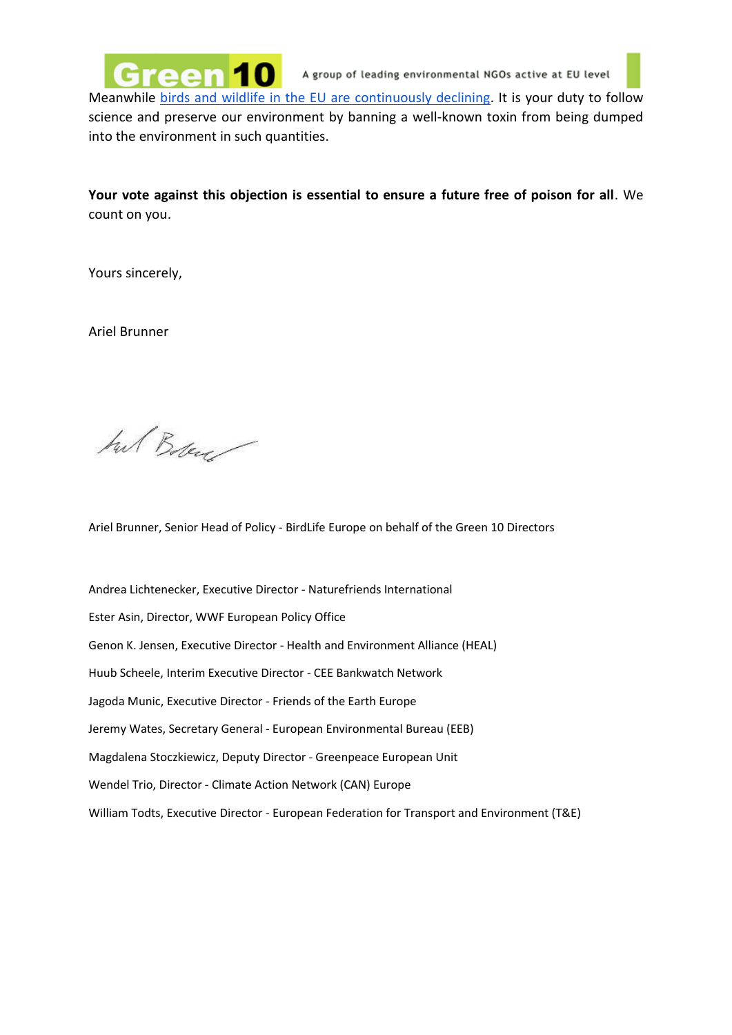Meanwhile birds and wildlife in the EU are continuously declining. It is your duty to follow science and preserve our environment by banning a well-known toxin from being dumped into the environment in such quantities.

**Your vote against this objection is essential to ensure a future free of poison for all**. We count on you.

Yours sincerely,

Ariel Brunner

Ariel Brunner, Senior Head of Policy - BirdLife Europe on behalf of the Green 10 Directors

Andrea Lichtenecker, Executive Director - Naturefriends International

Ester Asin, Director, WWF European Policy Office

Genon K. Jensen, Executive Director - Health and Environment Alliance (HEAL)

Huub Scheele, Interim Executive Director - CEE Bankwatch Network

Jagoda Munic, Executive Director - Friends of the Earth Europe

Jeremy Wates, Secretary General - European Environmental Bureau (EEB)

Magdalena Stoczkiewicz, Deputy Director - Greenpeace European Unit

Wendel Trio, Director - Climate Action Network (CAN) Europe

William Todts, Executive Director - European Federation for Transport and Environment (T&E)